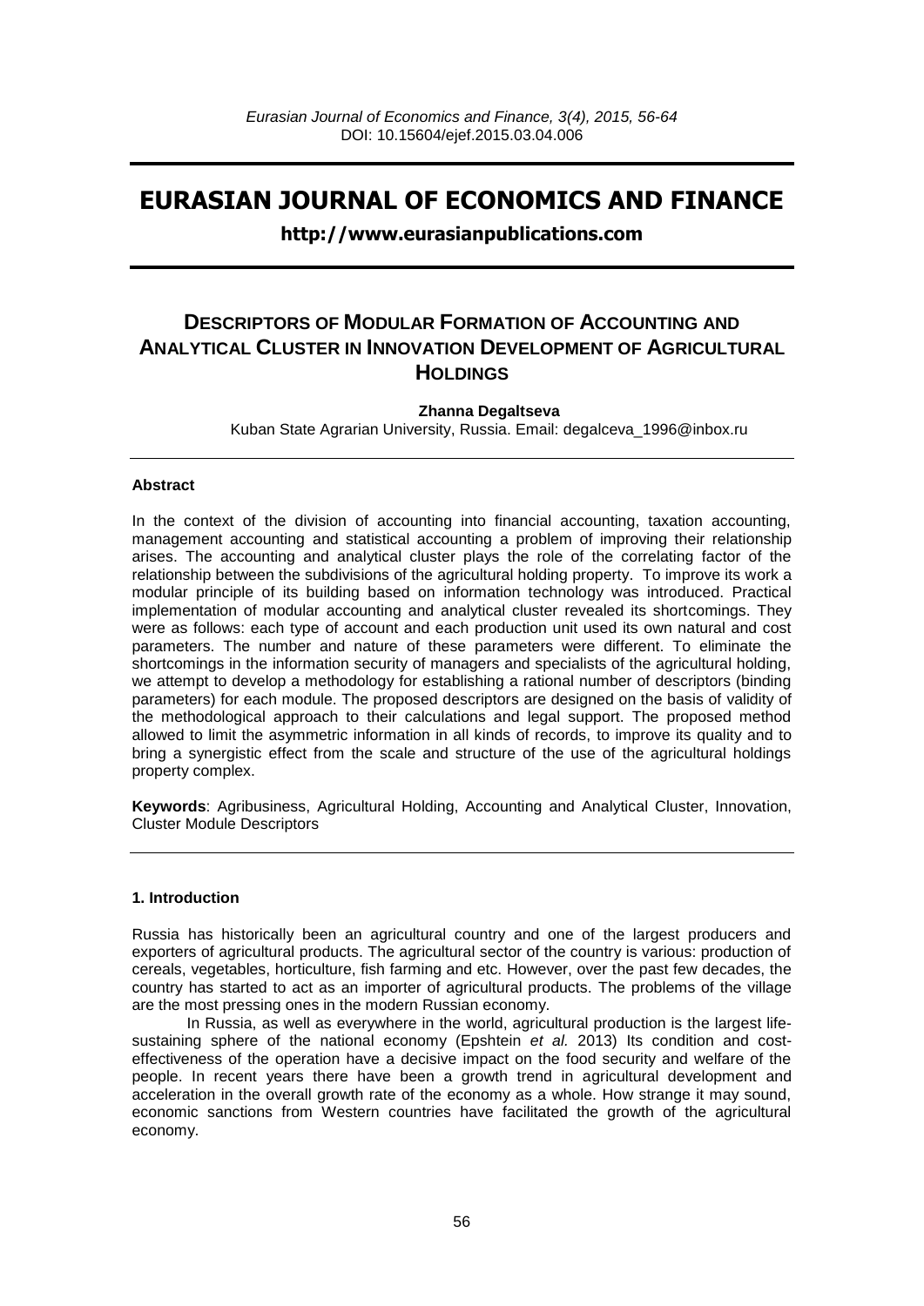# EURASIAN JOURNAL OF ECONOMICS AND FINANCE

**http://www.eurasianpublications.com**

## DESCRIPTORS OF MODULAR FORMATION OF ACCOUNTING AND ANALYTICAL CLUSTER IN INNOVATION DEVELOPMENT OF AGRICULTURAL HOLDINGS

**Zhanna Degaltseva**

Kuban State Agrarian University, Russia. Email: degalceva_1996@inbox.ru

### Abstract

In the context of the division of accounting into financial accounting, taxation accounting, management accounting and statistical accounting a problem of improving their relationship arises. The accounting and analytical cluster plays the role of the correlating factor of the relationship between the subdivisions of the agricultural holding property. To improve its work a modular principle of its building based on information technology was introduced. Practical implementation of modular accounting and analytical cluster revealed its shortcomings. They were as follows: each type of account and each production unit used its own natural and cost parameters. The number and nature of these parameters were different. To eliminate the shortcomings in the information security of managers and specialists of the agricultural holding, we attempt to develop a methodology for establishing a rational number of descriptors (binding parameters) for each module. The proposed descriptors are designed on the basis of validity of the methodological approach to their calculations and legal support. The proposed method allowed to limit the asymmetric information in all kinds of records, to improve its quality and to bring a synergistic effect from the scale and structure of the use of the agricultural holdings property complex.

**Keywords**: Agribusiness, Agricultural Holding, Accounting and Analytical Cluster, Innovation, Cluster Module Descriptors

### 1. Introduction

Russia has historically been an agricultural country and one of the largest producers and exporters of agricultural products. The agricultural sector of the country is various: production of cereals, vegetables, horticulture, fish farming and etc. However, over the past few decades, the country has started to act as an importer of agricultural products. The problems of the village are the most pressing ones in the modern Russian economy.

In Russia, as well as everywhere in the world, agricultural production is the largest life-sustaining sphere of the national economy (Epshtein *et al.* 2013) Its condition and cost-effectiveness of the operation have a decisive impact on the food security and welfare of the people. In recent years there have been a growth trend in agricultural development and acceleration in the overall growth rate of the economy as a whole. How strange it may sound, economic sanctions from Western countries have facilitated the growth of the agricultural economy.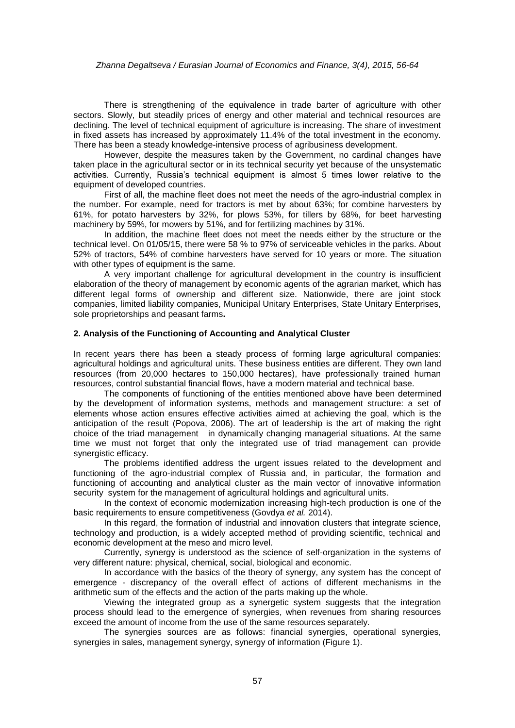There is strengthening of the equivalence in trade barter of agriculture with other sectors. Slowly, but steadily prices of energy and other material and technical resources are declining. The level of technical equipment of agriculture is increasing. The share of investment in fixed assets has increased by approximately 11.4% of the total investment in the economy. There has been a steady knowledge-intensive process of agribusiness development.

However, despite the measures taken by the Government, no cardinal changes have taken place in the agricultural sector or in its technical security yet because of the unsystematic activities. Currently, Russia's technical equipment is almost 5 times lower relative to the equipment of developed countries.

First of all, the machine fleet does not meet the needs of the agro-industrial complex in the number. For example, need for tractors is met by about 63%; for combine harvesters by 61%, for potato harvesters by 32%, for plows 53%, for tillers by 68%, for beet harvesting machinery by 59%, for mowers by 51%, and for fertilizing machines by 31%.

In addition, the machine fleet does not meet the needs either by the structure or the technical level. On 01/05/15, there were 58 % to 97% of serviceable vehicles in the parks. About 52% of tractors, 54% of combine harvesters have served for 10 years or more. The situation with other types of equipment is the same.

A very important challenge for agricultural development in the country is insufficient elaboration of the theory of management by economic agents of the agrarian market, which has different legal forms of ownership and different size. Nationwide, there are joint stock companies, limited liability companies, Municipal Unitary Enterprises, State Unitary Enterprises, sole proprietorships and peasant farms**.**

## 2. Analysis of the Functioning of Accounting and Analytical Cluster

In recent years there has been a steady process of forming large agricultural companies: agricultural holdings and agricultural units. These business entities are different. They own land resources (from 20,000 hectares to 150,000 hectares), have professionally trained human resources, control substantial financial flows, have a modern material and technical base.

The components of functioning of the entities mentioned above have been determined by the development of information systems, methods and management structure: a set of elements whose action ensures effective activities aimed at achieving the goal, which is the anticipation of the result (Popova, 2006). The art of leadership is the art of making the right choice of the triad management in dynamically changing managerial situations. At the same time we must not forget that only the integrated use of triad management can provide synergistic efficacy.

The problems identified address the urgent issues related to the development and functioning of the agro-industrial complex of Russia and, in particular, the formation and functioning of accounting and analytical cluster as the main vector of innovative information security system for the management of agricultural holdings and agricultural units.

In the context of economic modernization increasing high-tech production is one of the basic requirements to ensure competitiveness (Govdya *et al.* 2014).

In this regard, the formation of industrial and innovation clusters that integrate science, technology and production, is a widely accepted method of providing scientific, technical and economic development at the meso and micro level.

Currently, synergy is understood as the science of self-organization in the systems of very different nature: physical, chemical, social, biological and economic.

In accordance with the basics of the theory of synergy, any system has the concept of emergence - discrepancy of the overall effect of actions of different mechanisms in the arithmetic sum of the effects and the action of the parts making up the whole.

Viewing the integrated group as a synergetic system suggests that the integration process should lead to the emergence of synergies, when revenues from sharing resources exceed the amount of income from the use of the same resources separately.

The synergies sources are as follows: financial synergies, operational synergies, synergies in sales, management synergy, synergy of information (Figure 1).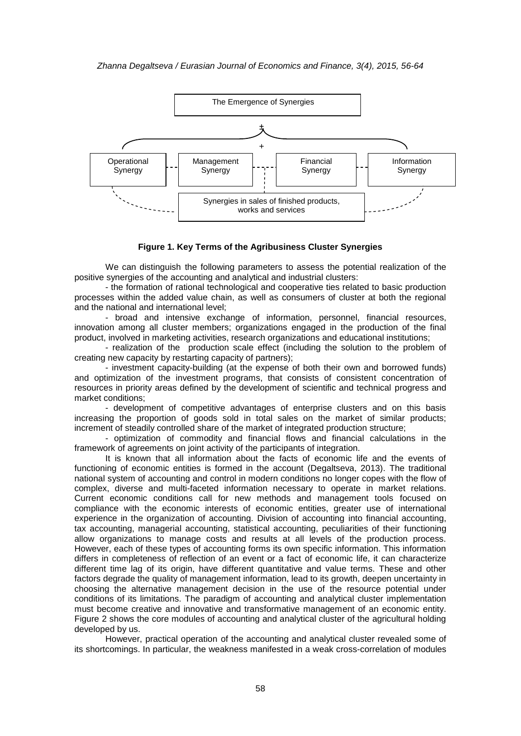The Emergence of Synergies

±

\+

Operational Synergy | Management Synergy | Financial Synergy | Information Synergy

Synergies in sales of finished products, works and services

**Figure 1. Key Terms of the Agribusiness Cluster Synergies**

We can distinguish the following parameters to assess the potential realization of the positive synergies of the accounting and analytical and industrial clusters:

- the formation of rational technological and cooperative ties related to basic production processes within the added value chain, as well as consumers of cluster at both the regional and the national and international level;
- broad and intensive exchange of information, personnel, financial resources, innovation among all cluster members; organizations engaged in the production of the final product, involved in marketing activities, research organizations and educational institutions;
- realization of the production scale effect (including the solution to the problem of creating new capacity by restarting capacity of partners);
- investment capacity-building (at the expense of both their own and borrowed funds) and optimization of the investment programs, that consists of consistent concentration of resources in priority areas defined by the development of scientific and technical progress and market conditions;
- development of competitive advantages of enterprise clusters and on this basis increasing the proportion of goods sold in total sales on the market of similar products; increment of steadily controlled share of the market of integrated production structure;
- optimization of commodity and financial flows and financial calculations in the framework of agreements on joint activity of the participants of integration.

It is known that all information about the facts of economic life and the events of functioning of economic entities is formed in the account (Degaltseva, 2013). The traditional national system of accounting and control in modern conditions no longer copes with the flow of complex, diverse and multi-faceted information necessary to operate in market relations. Current economic conditions call for new methods and management tools focused on compliance with the economic interests of economic entities, greater use of international experience in the organization of accounting. Division of accounting into financial accounting, tax accounting, managerial accounting, statistical accounting, peculiarities of their functioning allow organizations to manage costs and results at all levels of the production process. However, each of these types of accounting forms its own specific information. This information differs in completeness of reflection of an event or a fact of economic life, it can characterize different time lag of its origin, have different quantitative and value terms. These and other factors degrade the quality of management information, lead to its growth, deepen uncertainty in choosing the alternative management decision in the use of the resource potential under conditions of its limitations. The paradigm of accounting and analytical cluster implementation must become creative and innovative and transformative management of an economic entity. Figure 2 shows the core modules of accounting and analytical cluster of the agricultural holding developed by us.

However, practical operation of the accounting and analytical cluster revealed some of its shortcomings. In particular, the weakness manifested in a weak cross-correlation of modules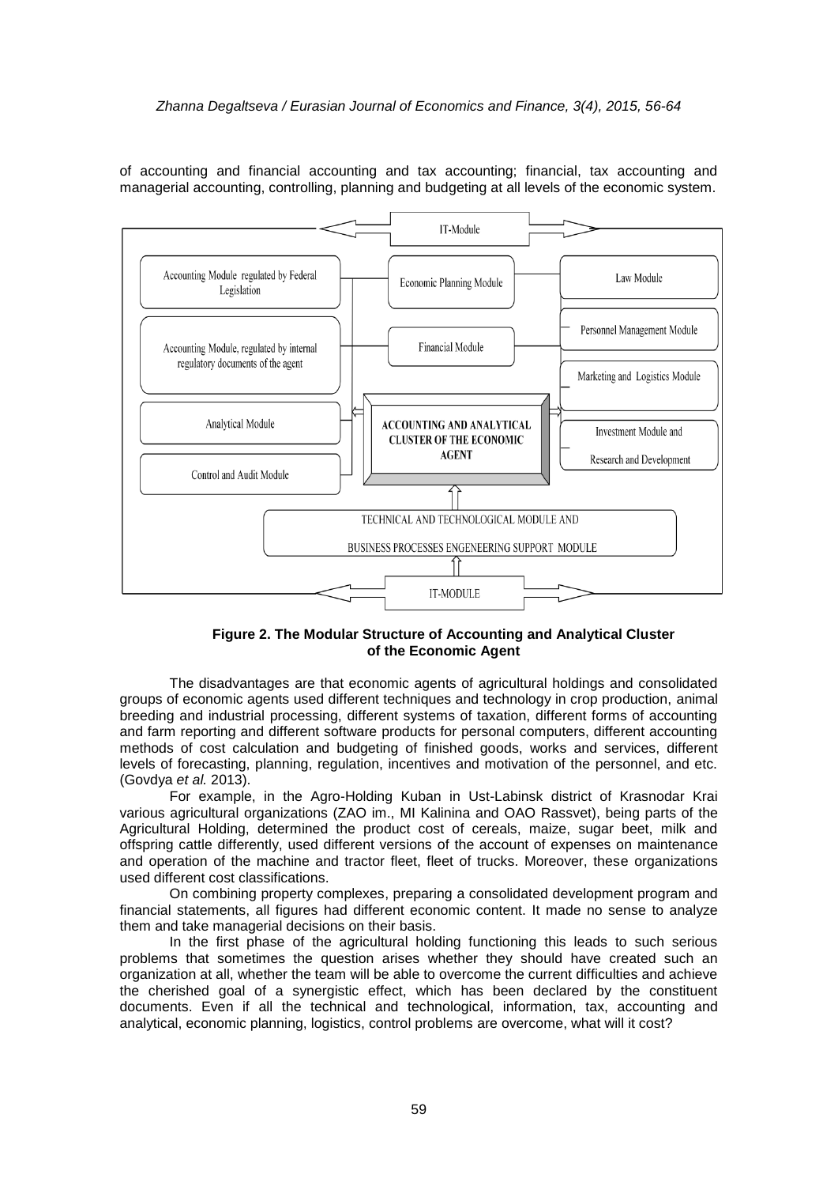of accounting and financial accounting and tax accounting; financial, tax accounting and managerial accounting, controlling, planning and budgeting at all levels of the economic system.

IT-Module

Accounting Module regulated by Federal Legislation

Economic Planning Module

Law Module

Personnel Management Module

Accounting Module, regulated by internal regulatory documents of the agent

Financial Module

Marketing and Logistics Module

Analytical Module

ACCOUNTING AND ANALYTICAL CLUSTER OF THE ECONOMIC AGENT

Investment Module and Research and Development

Control and Audit Module

TECHNICAL AND TECHNOLOGICAL MODULE AND BUSINESS PROCESSES ENGENEERING SUPPORT MODULE

IT-MODULE

**Figure 2. The Modular Structure of Accounting and Analytical Cluster of the Economic Agent**

The disadvantages are that economic agents of agricultural holdings and consolidated groups of economic agents used different techniques and technology in crop production, animal breeding and industrial processing, different systems of taxation, different forms of accounting and farm reporting and different software products for personal computers, different accounting methods of cost calculation and budgeting of finished goods, works and services, different levels of forecasting, planning, regulation, incentives and motivation of the personnel, and etc. (Govdya *et al.* 2013).

For example, in the Agro-Holding Kuban in Ust-Labinsk district of Krasnodar Krai various agricultural organizations (ZAO im., MI Kalinina and OAO Rassvet), being parts of the Agricultural Holding, determined the product cost of cereals, maize, sugar beet, milk and offspring cattle differently, used different versions of the account of expenses on maintenance and operation of the machine and tractor fleet, fleet of trucks. Moreover, these organizations used different cost classifications.

On combining property complexes, preparing a consolidated development program and financial statements, all figures had different economic content. It made no sense to analyze them and take managerial decisions on their basis.

In the first phase of the agricultural holding functioning this leads to such serious problems that sometimes the question arises whether they should have created such an organization at all, whether the team will be able to overcome the current difficulties and achieve the cherished goal of a synergistic effect, which has been declared by the constituent documents. Even if all the technical and technological, information, tax, accounting and analytical, economic planning, logistics, control problems are overcome, what will it cost?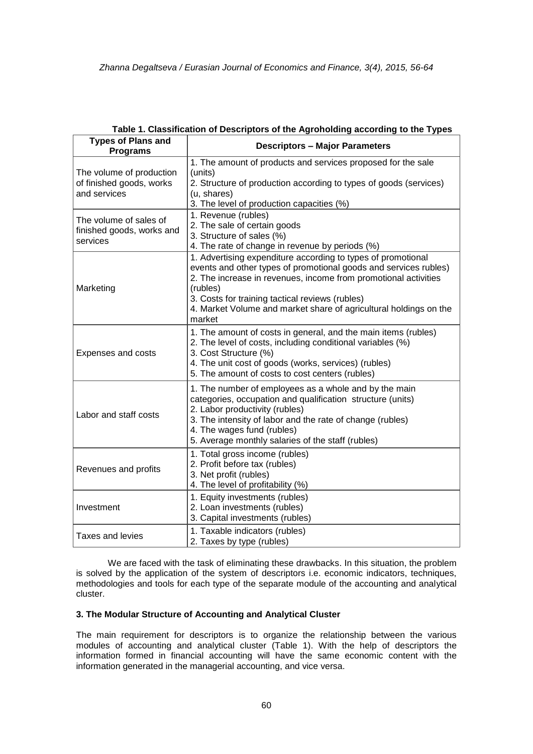**Table 1. Classification of Descriptors of the Agroholding according to the Types**

| Types of Plans and Programs | Descriptors – Major Parameters |
|---|---|
| The volume of production of finished goods, works and services | 1. The amount of products and services proposed for the sale (units)<br>2. Structure of production according to types of goods (services) (u, shares)<br>3. The level of production capacities (%) |
| The volume of sales of finished goods, works and services | 1. Revenue (rubles)<br>2. The sale of certain goods<br>3. Structure of sales (%)<br>4. The rate of change in revenue by periods (%) |
| Marketing | 1. Advertising expenditure according to types of promotional events and other types of promotional goods and services rubles)<br>2. The increase in revenues, income from promotional activities (rubles)<br>3. Costs for training tactical reviews (rubles)<br>4. Market Volume and market share of agricultural holdings on the market |
| Expenses and costs | 1. The amount of costs in general, and the main items (rubles)<br>2. The level of costs, including conditional variables (%)<br>3. Cost Structure (%)<br>4. The unit cost of goods (works, services) (rubles)<br>5. The amount of costs to cost centers (rubles) |
| Labor and staff costs | 1. The number of employees as a whole and by the main categories, occupation and qualification structure (units)<br>2. Labor productivity (rubles)<br>3. The intensity of labor and the rate of change (rubles)<br>4. The wages fund (rubles)<br>5. Average monthly salaries of the staff (rubles) |
| Revenues and profits | 1. Total gross income (rubles)<br>2. Profit before tax (rubles)<br>3. Net profit (rubles)<br>4. The level of profitability (%) |
| Investment | 1. Equity investments (rubles)<br>2. Loan investments (rubles)<br>3. Capital investments (rubles) |
| Taxes and levies | 1. Taxable indicators (rubles)<br>2. Taxes by type (rubles) |

We are faced with the task of eliminating these drawbacks. In this situation, the problem is solved by the application of the system of descriptors i.e. economic indicators, techniques, methodologies and tools for each type of the separate module of the accounting and analytical cluster.

### 3. The Modular Structure of Accounting and Analytical Cluster

The main requirement for descriptors is to organize the relationship between the various modules of accounting and analytical cluster (Table 1). With the help of descriptors the information formed in financial accounting will have the same economic content with the information generated in the managerial accounting, and vice versa.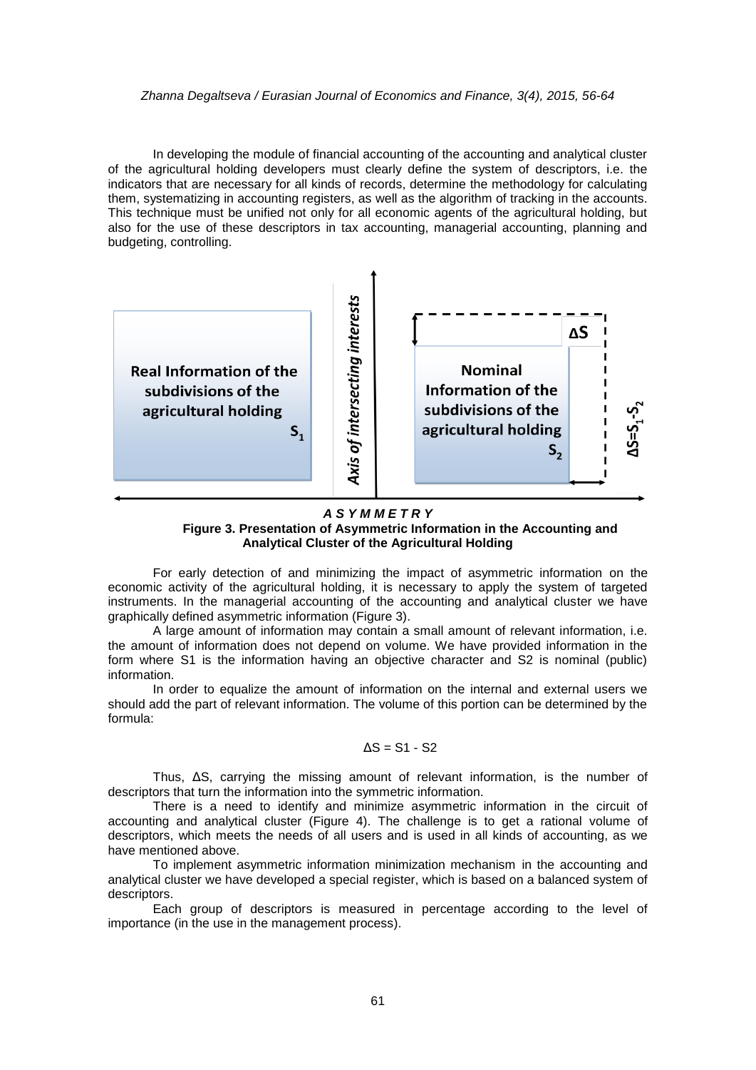In developing the module of financial accounting of the accounting and analytical cluster of the agricultural holding developers must clearly define the system of descriptors, i.e. the indicators that are necessary for all kinds of records, determine the methodology for calculating them, systematizing in accounting registers, as well as the algorithm of tracking in the accounts. This technique must be unified not only for all economic agents of the agricultural holding, but also for the use of these descriptors in tax accounting, managerial accounting, planning and budgeting, controlling.

Real Information of the subdivisions of the agricultural holding $S_1$

*Axis of intersecting interests*

Nominal Information of the subdivisions of the agricultural holding $S_2$

$\Delta S$

$\Delta S = S_1 - S_2$

***A S Y M M E T R Y***

**Figure 3. Presentation of Asymmetric Information in the Accounting and Analytical Cluster of the Agricultural Holding**

For early detection of and minimizing the impact of asymmetric information on the economic activity of the agricultural holding, it is necessary to apply the system of targeted instruments. In the managerial accounting of the accounting and analytical cluster we have graphically defined asymmetric information (Figure 3).

A large amount of information may contain a small amount of relevant information, i.e. the amount of information does not depend on volume. We have provided information in the form where S1 is the information having an objective character and S2 is nominal (public) information.

In order to equalize the amount of information on the internal and external users we should add the part of relevant information. The volume of this portion can be determined by the formula:

$$\Delta S = S1 - S2$$

Thus, ΔS, carrying the missing amount of relevant information, is the number of descriptors that turn the information into the symmetric information.

There is a need to identify and minimize asymmetric information in the circuit of accounting and analytical cluster (Figure 4). The challenge is to get a rational volume of descriptors, which meets the needs of all users and is used in all kinds of accounting, as we have mentioned above.

To implement asymmetric information minimization mechanism in the accounting and analytical cluster we have developed a special register, which is based on a balanced system of descriptors.

Each group of descriptors is measured in percentage according to the level of importance (in the use in the management process).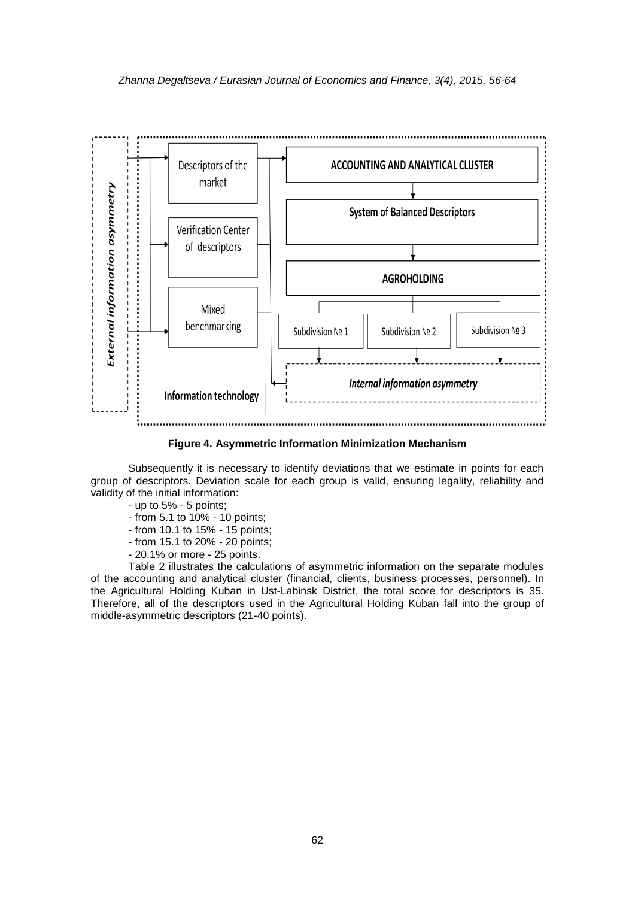Figure 4. Asymmetric Information Minimization Mechanism

Subsequently it is necessary to identify deviations that we estimate in points for each group of descriptors. Deviation scale for each group is valid, ensuring legality, reliability and validity of the initial information:

- up to 5% - 5 points;
- from 5.1 to 10% - 10 points;
- from 10.1 to 15% - 15 points;
- from 15.1 to 20% - 20 points;
- 20.1% or more - 25 points.

Table 2 illustrates the calculations of asymmetric information on the separate modules of the accounting and analytical cluster (financial, clients, business processes, personnel). In the Agricultural Holding Kuban in Ust-Labinsk District, the total score for descriptors is 35. Therefore, all of the descriptors used in the Agricultural Holding Kuban fall into the group of middle-asymmetric descriptors (21-40 points).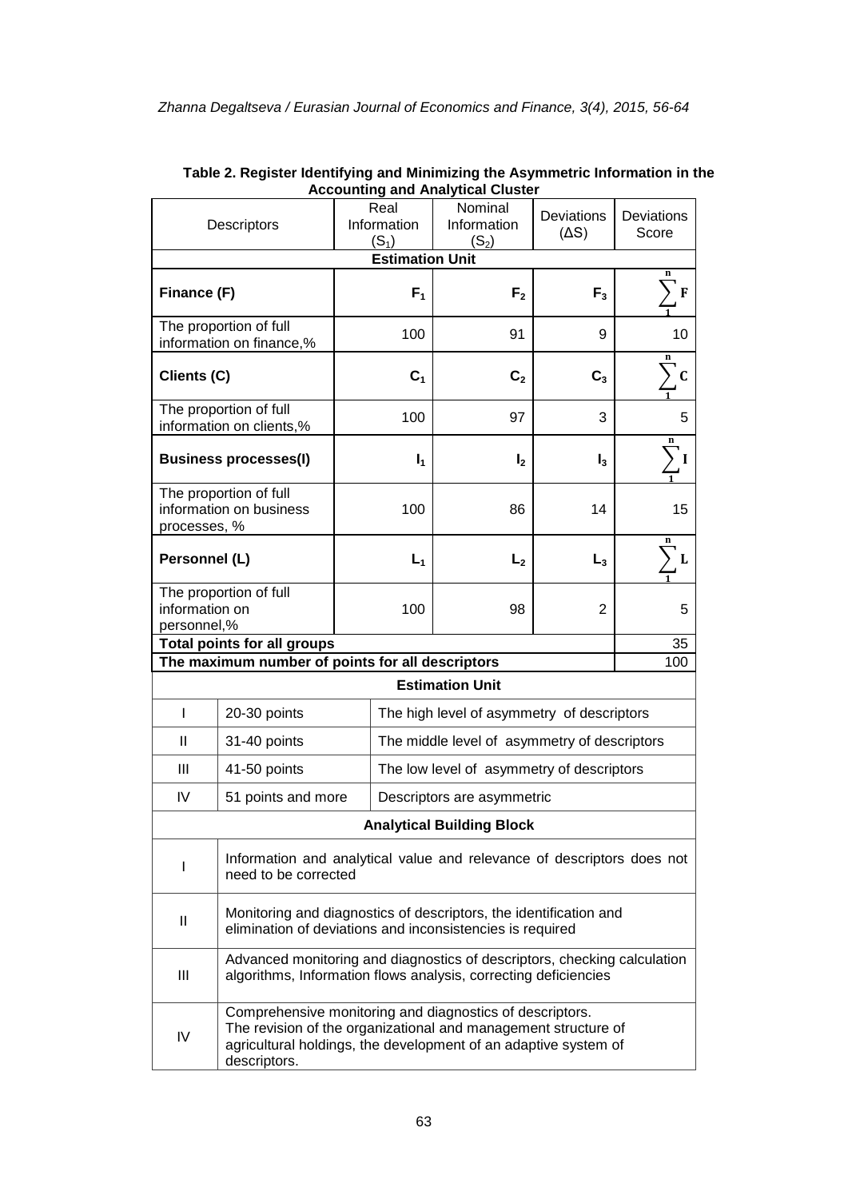**Table 2. Register Identifying and Minimizing the Asymmetric Information in the Accounting and Analytical Cluster**

| Descriptors | Real Information ($S_1$) | Nominal Information ($S_2$) | Deviations ($\Delta S$) | Deviations Score |
|---|---|---|---|---|
| **Estimation Unit** | | | | |
| **Finance (F)** | $F_1$ | $F_2$ | $F_3$ | $\sum_1^n F$ |
| The proportion of full information on finance,% | 100 | 91 | 9 | 10 |
| **Clients (C)** | $C_1$ | $C_2$ | $C_3$ | $\sum_1^n C$ |
| The proportion of full information on clients,% | 100 | 97 | 3 | 5 |
| **Business processes(I)** | $I_1$ | $I_2$ | $I_3$ | $\sum_1^n I$ |
| The proportion of full information on business processes, % | 100 | 86 | 14 | 15 |
| **Personnel (L)** | $L_1$ | $L_2$ | $L_3$ | $\sum_1^n L$ |
| The proportion of full information on personnel,% | 100 | 98 | 2 | 5 |
| **Total points for all groups** | | | | 35 |
| **The maximum number of points for all descriptors** | | | | 100 |

| | | **Estimation Unit** |
|---|---|---|
| I | 20-30 points | The high level of asymmetry of descriptors |
| II | 31-40 points | The middle level of asymmetry of descriptors |
| III | 41-50 points | The low level of asymmetry of descriptors |
| IV | 51 points and more | Descriptors are asymmetric |

| | **Analytical Building Block** |
|---|---|
| I | Information and analytical value and relevance of descriptors does not need to be corrected |
| II | Monitoring and diagnostics of descriptors, the identification and elimination of deviations and inconsistencies is required |
| III | Advanced monitoring and diagnostics of descriptors, checking calculation algorithms, Information flows analysis, correcting deficiencies |
| IV | Comprehensive monitoring and diagnostics of descriptors. The revision of the organizational and management structure of agricultural holdings, the development of an adaptive system of descriptors. |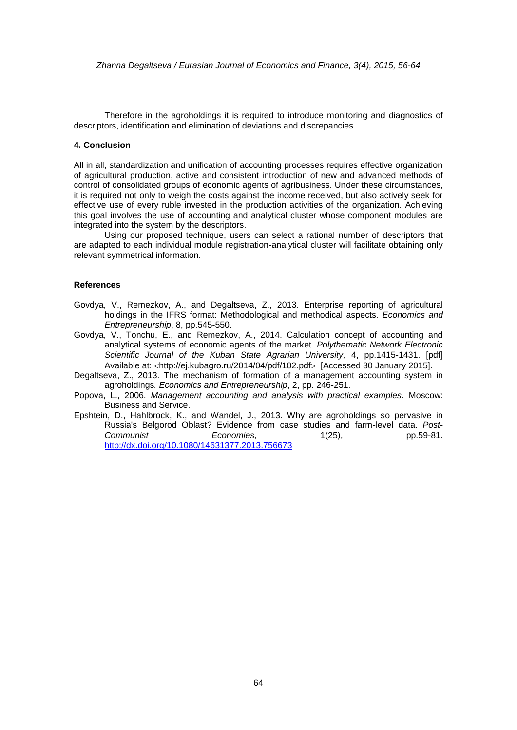Therefore in the agroholdings it is required to introduce monitoring and diagnostics of descriptors, identification and elimination of deviations and discrepancies.

### 4. Conclusion

All in all, standardization and unification of accounting processes requires effective organization of agricultural production, active and consistent introduction of new and advanced methods of control of consolidated groups of economic agents of agribusiness. Under these circumstances, it is required not only to weigh the costs against the income received, but also actively seek for effective use of every ruble invested in the production activities of the organization. Achieving this goal involves the use of accounting and analytical cluster whose component modules are integrated into the system by the descriptors.

Using our proposed technique, users can select a rational number of descriptors that are adapted to each individual module registration-analytical cluster will facilitate obtaining only relevant symmetrical information.

### References

Govdya, V., Remezkov, A., and Degaltseva, Z., 2013. Enterprise reporting of agricultural holdings in the IFRS format: Methodological and methodical aspects. *Economics and Entrepreneurship*, 8, pp.545-550.

Govdya, V., Tonchu, E., and Remezkov, A., 2014. Calculation concept of accounting and analytical systems of economic agents of the market. *Polythematic Network Electronic Scientific Journal of the Kuban State Agrarian University,* 4, pp.1415-1431. [pdf] Available at: <http://ej.kubagro.ru/2014/04/pdf/102.pdf> [Accessed 30 January 2015].

Degaltseva, Z., 2013. The mechanism of formation of a management accounting system in agroholdings*. Economics and Entrepreneurship*, 2, pp. 246-251.

Popova, L., 2006. *Management accounting and analysis with practical examples*. Moscow: Business and Service.

Epshtein, D., Hahlbrock, K., and Wandel, J., 2013. Why are agroholdings so pervasive in Russia's Belgorod Oblast? Evidence from case studies and farm-level data. *Post-Communist Economies,* 1(25), pp.59-81. http://dx.doi.org/10.1080/14631377.2013.756673